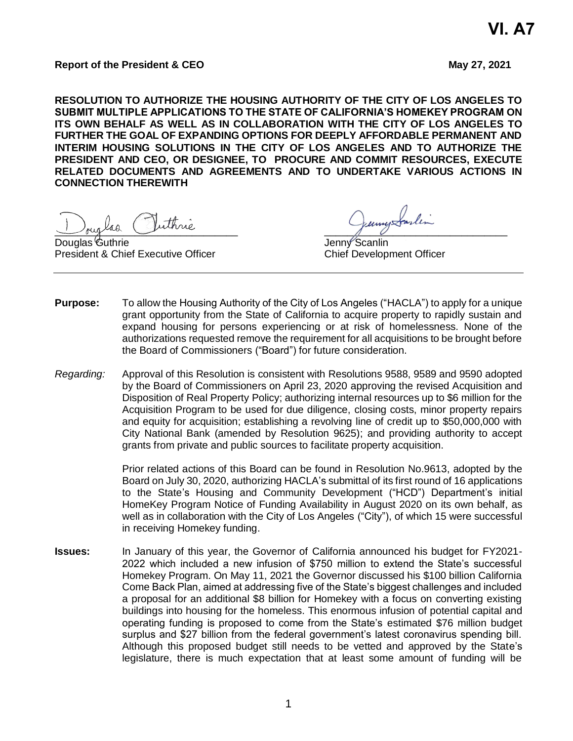**VI. A7**

**Report of the President & CEO** **May 27, 2021**

**RESOLUTION TO AUTHORIZE THE HOUSING AUTHORITY OF THE CITY OF LOS ANGELES TO SUBMIT MULTIPLE APPLICATIONS TO THE STATE OF CALIFORNIA'S HOMEKEY PROGRAM ON ITS OWN BEHALF AS WELL AS IN COLLABORATION WITH THE CITY OF LOS ANGELES TO FURTHER THE GOAL OF EXPANDING OPTIONS FOR DEEPLY AFFORDABLE PERMANENT AND INTERIM HOUSING SOLUTIONS IN THE CITY OF LOS ANGELES AND TO AUTHORIZE THE PRESIDENT AND CEO, OR DESIGNEE, TO PROCURE AND COMMIT RESOURCES, EXECUTE RELATED DOCUMENTS AND AGREEMENTS AND TO UNDERTAKE VARIOUS ACTIONS IN CONNECTION THEREWITH**

Douglas Guthrie
President & Chief Executive Officer

Jenny Scanlin
Chief Development Officer

**Purpose:** To allow the Housing Authority of the City of Los Angeles ("HACLA") to apply for a unique grant opportunity from the State of California to acquire property to rapidly sustain and expand housing for persons experiencing or at risk of homelessness. None of the authorizations requested remove the requirement for all acquisitions to be brought before the Board of Commissioners ("Board") for future consideration.

*Regarding:* Approval of this Resolution is consistent with Resolutions 9588, 9589 and 9590 adopted by the Board of Commissioners on April 23, 2020 approving the revised Acquisition and Disposition of Real Property Policy; authorizing internal resources up to $6 million for the Acquisition Program to be used for due diligence, closing costs, minor property repairs and equity for acquisition; establishing a revolving line of credit up to $50,000,000 with City National Bank (amended by Resolution 9625); and providing authority to accept grants from private and public sources to facilitate property acquisition.

Prior related actions of this Board can be found in Resolution No.9613, adopted by the Board on July 30, 2020, authorizing HACLA's submittal of its first round of 16 applications to the State's Housing and Community Development ("HCD") Department's initial HomeKey Program Notice of Funding Availability in August 2020 on its own behalf, as well as in collaboration with the City of Los Angeles ("City"), of which 15 were successful in receiving Homekey funding.

**Issues:** In January of this year, the Governor of California announced his budget for FY2021-2022 which included a new infusion of $750 million to extend the State's successful Homekey Program. On May 11, 2021 the Governor discussed his $100 billion California Come Back Plan, aimed at addressing five of the State's biggest challenges and included a proposal for an additional $8 billion for Homekey with a focus on converting existing buildings into housing for the homeless. This enormous infusion of potential capital and operating funding is proposed to come from the State's estimated $76 million budget surplus and $27 billion from the federal government's latest coronavirus spending bill. Although this proposed budget still needs to be vetted and approved by the State's legislature, there is much expectation that at least some amount of funding will be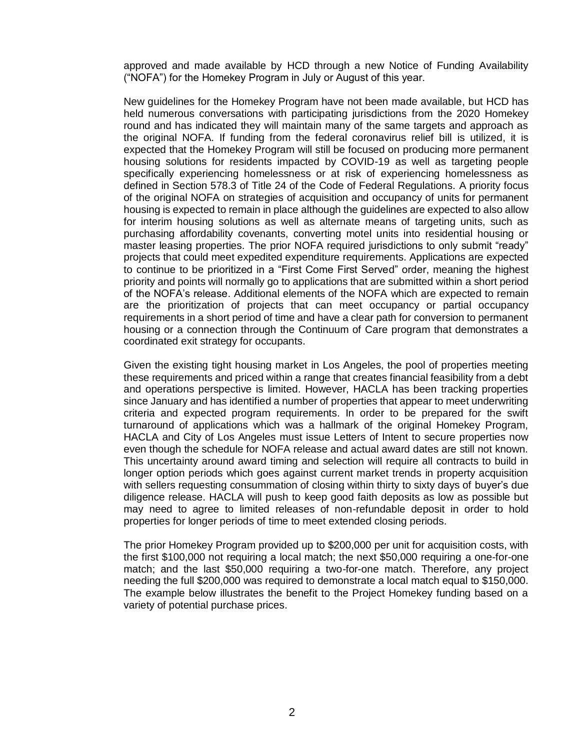approved and made available by HCD through a new Notice of Funding Availability ("NOFA") for the Homekey Program in July or August of this year.

New guidelines for the Homekey Program have not been made available, but HCD has held numerous conversations with participating jurisdictions from the 2020 Homekey round and has indicated they will maintain many of the same targets and approach as the original NOFA. If funding from the federal coronavirus relief bill is utilized, it is expected that the Homekey Program will still be focused on producing more permanent housing solutions for residents impacted by COVID-19 as well as targeting people specifically experiencing homelessness or at risk of experiencing homelessness as defined in Section 578.3 of Title 24 of the Code of Federal Regulations. A priority focus of the original NOFA on strategies of acquisition and occupancy of units for permanent housing is expected to remain in place although the guidelines are expected to also allow for interim housing solutions as well as alternate means of targeting units, such as purchasing affordability covenants, converting motel units into residential housing or master leasing properties. The prior NOFA required jurisdictions to only submit "ready" projects that could meet expedited expenditure requirements. Applications are expected to continue to be prioritized in a "First Come First Served" order, meaning the highest priority and points will normally go to applications that are submitted within a short period of the NOFA's release. Additional elements of the NOFA which are expected to remain are the prioritization of projects that can meet occupancy or partial occupancy requirements in a short period of time and have a clear path for conversion to permanent housing or a connection through the Continuum of Care program that demonstrates a coordinated exit strategy for occupants.

Given the existing tight housing market in Los Angeles, the pool of properties meeting these requirements and priced within a range that creates financial feasibility from a debt and operations perspective is limited. However, HACLA has been tracking properties since January and has identified a number of properties that appear to meet underwriting criteria and expected program requirements. In order to be prepared for the swift turnaround of applications which was a hallmark of the original Homekey Program, HACLA and City of Los Angeles must issue Letters of Intent to secure properties now even though the schedule for NOFA release and actual award dates are still not known. This uncertainty around award timing and selection will require all contracts to build in longer option periods which goes against current market trends in property acquisition with sellers requesting consummation of closing within thirty to sixty days of buyer's due diligence release. HACLA will push to keep good faith deposits as low as possible but may need to agree to limited releases of non-refundable deposit in order to hold properties for longer periods of time to meet extended closing periods.

The prior Homekey Program provided up to $200,000 per unit for acquisition costs, with the first $100,000 not requiring a local match; the next $50,000 requiring a one-for-one match; and the last $50,000 requiring a two-for-one match. Therefore, any project needing the full $200,000 was required to demonstrate a local match equal to $150,000. The example below illustrates the benefit to the Project Homekey funding based on a variety of potential purchase prices.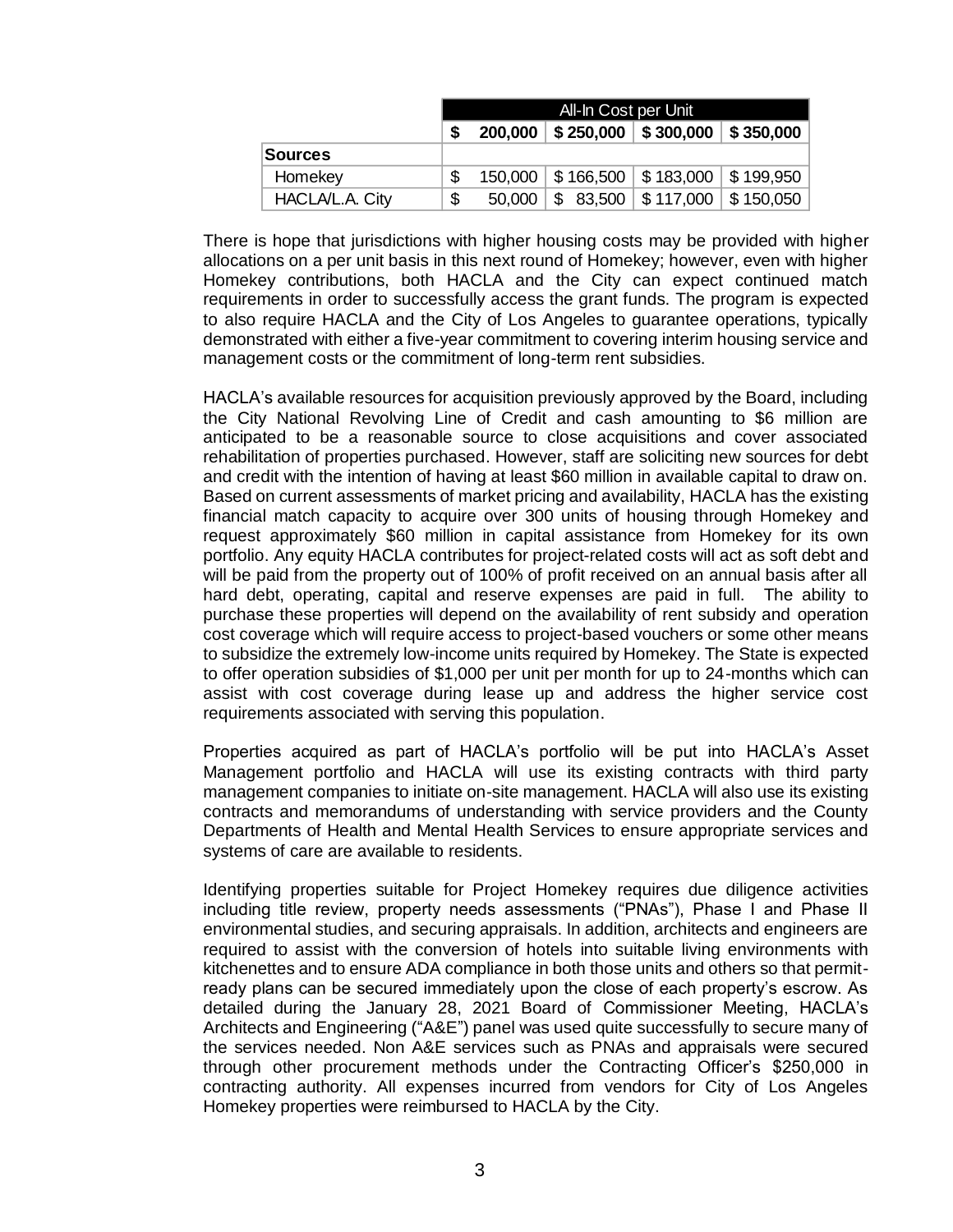| | All-In Cost per Unit | | | |
|---|---|---|---|---|
| | $ 200,000 | $ 250,000 | $ 300,000 | $ 350,000 |
| **Sources** | | | | |
| Homekey | $ 150,000 | $ 166,500 | $ 183,000 | $ 199,950 |
| HACLA/L.A. City | $ 50,000 | $ 83,500 | $ 117,000 | $ 150,050 |

There is hope that jurisdictions with higher housing costs may be provided with higher allocations on a per unit basis in this next round of Homekey; however, even with higher Homekey contributions, both HACLA and the City can expect continued match requirements in order to successfully access the grant funds. The program is expected to also require HACLA and the City of Los Angeles to guarantee operations, typically demonstrated with either a five-year commitment to covering interim housing service and management costs or the commitment of long-term rent subsidies.

HACLA's available resources for acquisition previously approved by the Board, including the City National Revolving Line of Credit and cash amounting to $6 million are anticipated to be a reasonable source to close acquisitions and cover associated rehabilitation of properties purchased. However, staff are soliciting new sources for debt and credit with the intention of having at least $60 million in available capital to draw on. Based on current assessments of market pricing and availability, HACLA has the existing financial match capacity to acquire over 300 units of housing through Homekey and request approximately $60 million in capital assistance from Homekey for its own portfolio. Any equity HACLA contributes for project-related costs will act as soft debt and will be paid from the property out of 100% of profit received on an annual basis after all hard debt, operating, capital and reserve expenses are paid in full. The ability to purchase these properties will depend on the availability of rent subsidy and operation cost coverage which will require access to project-based vouchers or some other means to subsidize the extremely low-income units required by Homekey. The State is expected to offer operation subsidies of $1,000 per unit per month for up to 24-months which can assist with cost coverage during lease up and address the higher service cost requirements associated with serving this population.

Properties acquired as part of HACLA's portfolio will be put into HACLA's Asset Management portfolio and HACLA will use its existing contracts with third party management companies to initiate on-site management. HACLA will also use its existing contracts and memorandums of understanding with service providers and the County Departments of Health and Mental Health Services to ensure appropriate services and systems of care are available to residents.

Identifying properties suitable for Project Homekey requires due diligence activities including title review, property needs assessments ("PNAs"), Phase I and Phase II environmental studies, and securing appraisals. In addition, architects and engineers are required to assist with the conversion of hotels into suitable living environments with kitchenettes and to ensure ADA compliance in both those units and others so that permit-ready plans can be secured immediately upon the close of each property's escrow. As detailed during the January 28, 2021 Board of Commissioner Meeting, HACLA's Architects and Engineering ("A&E") panel was used quite successfully to secure many of the services needed. Non A&E services such as PNAs and appraisals were secured through other procurement methods under the Contracting Officer's $250,000 in contracting authority. All expenses incurred from vendors for City of Los Angeles Homekey properties were reimbursed to HACLA by the City.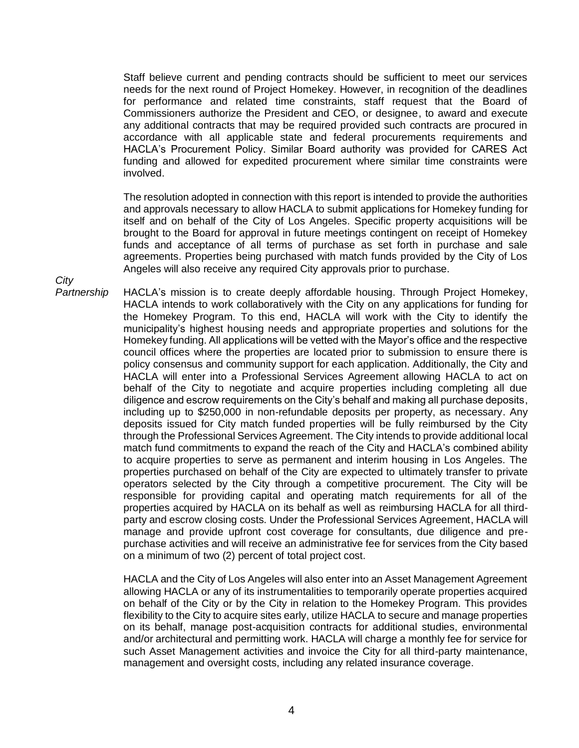Staff believe current and pending contracts should be sufficient to meet our services needs for the next round of Project Homekey. However, in recognition of the deadlines for performance and related time constraints, staff request that the Board of Commissioners authorize the President and CEO, or designee, to award and execute any additional contracts that may be required provided such contracts are procured in accordance with all applicable state and federal procurements requirements and HACLA's Procurement Policy. Similar Board authority was provided for CARES Act funding and allowed for expedited procurement where similar time constraints were involved.

The resolution adopted in connection with this report is intended to provide the authorities and approvals necessary to allow HACLA to submit applications for Homekey funding for itself and on behalf of the City of Los Angeles. Specific property acquisitions will be brought to the Board for approval in future meetings contingent on receipt of Homekey funds and acceptance of all terms of purchase as set forth in purchase and sale agreements. Properties being purchased with match funds provided by the City of Los Angeles will also receive any required City approvals prior to purchase.

*City Partnership*

HACLA's mission is to create deeply affordable housing. Through Project Homekey, HACLA intends to work collaboratively with the City on any applications for funding for the Homekey Program. To this end, HACLA will work with the City to identify the municipality's highest housing needs and appropriate properties and solutions for the Homekey funding. All applications will be vetted with the Mayor's office and the respective council offices where the properties are located prior to submission to ensure there is policy consensus and community support for each application. Additionally, the City and HACLA will enter into a Professional Services Agreement allowing HACLA to act on behalf of the City to negotiate and acquire properties including completing all due diligence and escrow requirements on the City's behalf and making all purchase deposits, including up to $250,000 in non-refundable deposits per property, as necessary. Any deposits issued for City match funded properties will be fully reimbursed by the City through the Professional Services Agreement. The City intends to provide additional local match fund commitments to expand the reach of the City and HACLA's combined ability to acquire properties to serve as permanent and interim housing in Los Angeles. The properties purchased on behalf of the City are expected to ultimately transfer to private operators selected by the City through a competitive procurement. The City will be responsible for providing capital and operating match requirements for all of the properties acquired by HACLA on its behalf as well as reimbursing HACLA for all third-party and escrow closing costs. Under the Professional Services Agreement, HACLA will manage and provide upfront cost coverage for consultants, due diligence and pre-purchase activities and will receive an administrative fee for services from the City based on a minimum of two (2) percent of total project cost.

HACLA and the City of Los Angeles will also enter into an Asset Management Agreement allowing HACLA or any of its instrumentalities to temporarily operate properties acquired on behalf of the City or by the City in relation to the Homekey Program. This provides flexibility to the City to acquire sites early, utilize HACLA to secure and manage properties on its behalf, manage post-acquisition contracts for additional studies, environmental and/or architectural and permitting work. HACLA will charge a monthly fee for service for such Asset Management activities and invoice the City for all third-party maintenance, management and oversight costs, including any related insurance coverage.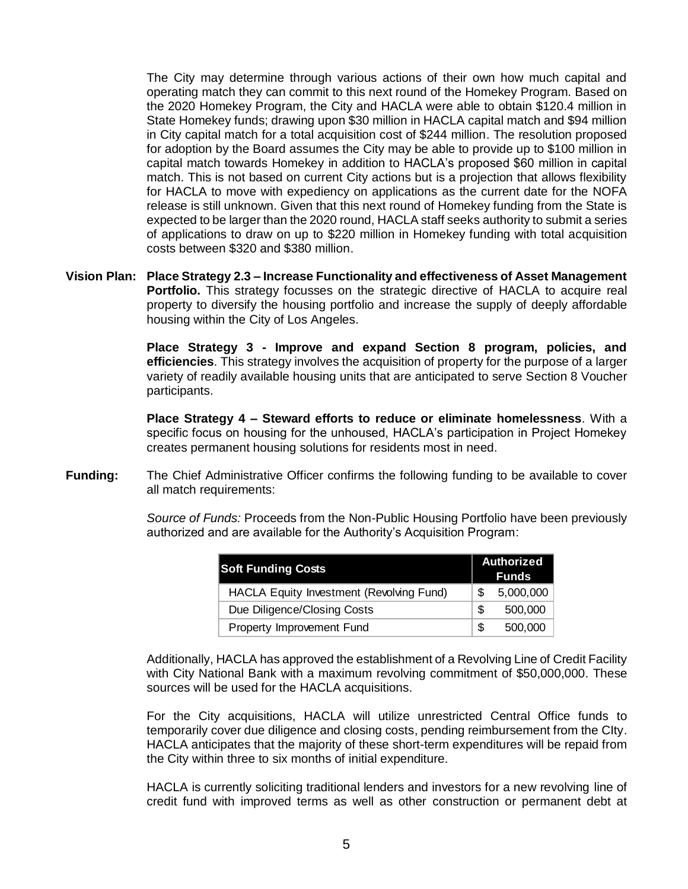The City may determine through various actions of their own how much capital and operating match they can commit to this next round of the Homekey Program. Based on the 2020 Homekey Program, the City and HACLA were able to obtain $120.4 million in State Homekey funds; drawing upon $30 million in HACLA capital match and $94 million in City capital match for a total acquisition cost of $244 million. The resolution proposed for adoption by the Board assumes the City may be able to provide up to $100 million in capital match towards Homekey in addition to HACLA's proposed $60 million in capital match. This is not based on current City actions but is a projection that allows flexibility for HACLA to move with expediency on applications as the current date for the NOFA release is still unknown. Given that this next round of Homekey funding from the State is expected to be larger than the 2020 round, HACLA staff seeks authority to submit a series of applications to draw on up to $220 million in Homekey funding with total acquisition costs between $320 and $380 million.

**Vision Plan:** **Place Strategy 2.3 – Increase Functionality and effectiveness of Asset Management Portfolio.** This strategy focusses on the strategic directive of HACLA to acquire real property to diversify the housing portfolio and increase the supply of deeply affordable housing within the City of Los Angeles.

**Place Strategy 3 - Improve and expand Section 8 program, policies, and efficiencies**. This strategy involves the acquisition of property for the purpose of a larger variety of readily available housing units that are anticipated to serve Section 8 Voucher participants.

**Place Strategy 4 – Steward efforts to reduce or eliminate homelessness**. With a specific focus on housing for the unhoused, HACLA's participation in Project Homekey creates permanent housing solutions for residents most in need.

**Funding:** The Chief Administrative Officer confirms the following funding to be available to cover all match requirements:

*Source of Funds:* Proceeds from the Non-Public Housing Portfolio have been previously authorized and are available for the Authority's Acquisition Program:

| Soft Funding Costs | Authorized Funds |
|---|---|
| HACLA Equity Investment (Revolving Fund) | $ 5,000,000 |
| Due Diligence/Closing Costs | $ 500,000 |
| Property Improvement Fund | $ 500,000 |

Additionally, HACLA has approved the establishment of a Revolving Line of Credit Facility with City National Bank with a maximum revolving commitment of $50,000,000. These sources will be used for the HACLA acquisitions.

For the City acquisitions, HACLA will utilize unrestricted Central Office funds to temporarily cover due diligence and closing costs, pending reimbursement from the CIty. HACLA anticipates that the majority of these short-term expenditures will be repaid from the City within three to six months of initial expenditure.

HACLA is currently soliciting traditional lenders and investors for a new revolving line of credit fund with improved terms as well as other construction or permanent debt at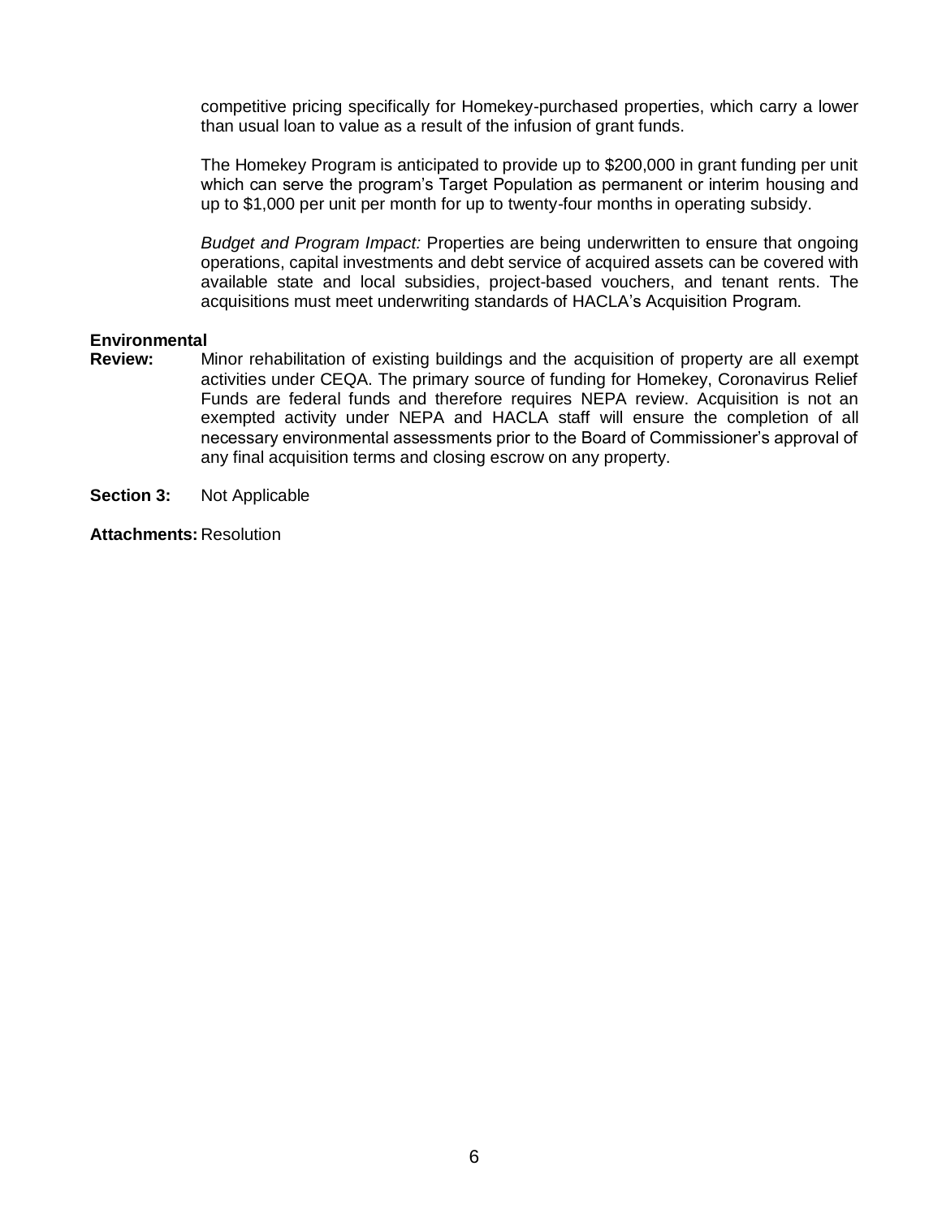competitive pricing specifically for Homekey-purchased properties, which carry a lower than usual loan to value as a result of the infusion of grant funds.

The Homekey Program is anticipated to provide up to $200,000 in grant funding per unit which can serve the program's Target Population as permanent or interim housing and up to $1,000 per unit per month for up to twenty-four months in operating subsidy.

*Budget and Program Impact:* Properties are being underwritten to ensure that ongoing operations, capital investments and debt service of acquired assets can be covered with available state and local subsidies, project-based vouchers, and tenant rents. The acquisitions must meet underwriting standards of HACLA's Acquisition Program.

**Environmental Review:** Minor rehabilitation of existing buildings and the acquisition of property are all exempt activities under CEQA. The primary source of funding for Homekey, Coronavirus Relief Funds are federal funds and therefore requires NEPA review. Acquisition is not an exempted activity under NEPA and HACLA staff will ensure the completion of all necessary environmental assessments prior to the Board of Commissioner's approval of any final acquisition terms and closing escrow on any property.

**Section 3:** Not Applicable

**Attachments:** Resolution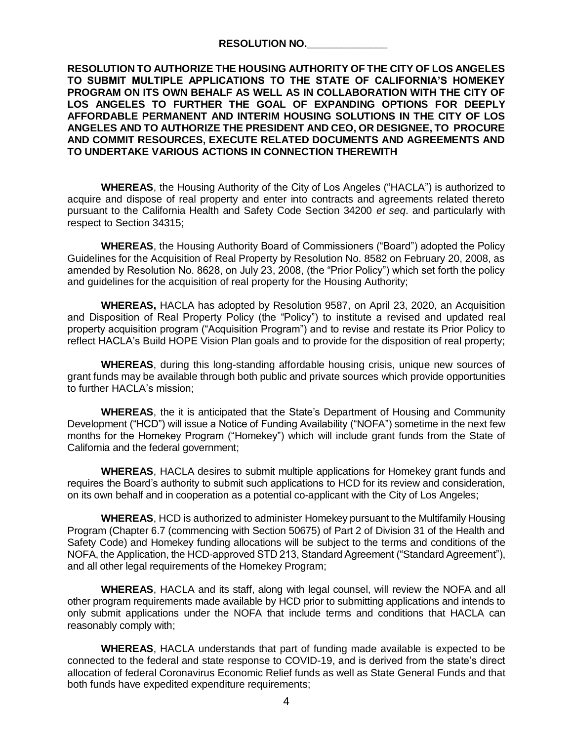**RESOLUTION NO.______________**

**RESOLUTION TO AUTHORIZE THE HOUSING AUTHORITY OF THE CITY OF LOS ANGELES TO SUBMIT MULTIPLE APPLICATIONS TO THE STATE OF CALIFORNIA'S HOMEKEY PROGRAM ON ITS OWN BEHALF AS WELL AS IN COLLABORATION WITH THE CITY OF LOS ANGELES TO FURTHER THE GOAL OF EXPANDING OPTIONS FOR DEEPLY AFFORDABLE PERMANENT AND INTERIM HOUSING SOLUTIONS IN THE CITY OF LOS ANGELES AND TO AUTHORIZE THE PRESIDENT AND CEO, OR DESIGNEE, TO PROCURE AND COMMIT RESOURCES, EXECUTE RELATED DOCUMENTS AND AGREEMENTS AND TO UNDERTAKE VARIOUS ACTIONS IN CONNECTION THEREWITH**

**WHEREAS**, the Housing Authority of the City of Los Angeles ("HACLA") is authorized to acquire and dispose of real property and enter into contracts and agreements related thereto pursuant to the California Health and Safety Code Section 34200 *et seq*. and particularly with respect to Section 34315;

**WHEREAS**, the Housing Authority Board of Commissioners ("Board") adopted the Policy Guidelines for the Acquisition of Real Property by Resolution No. 8582 on February 20, 2008, as amended by Resolution No. 8628, on July 23, 2008, (the "Prior Policy") which set forth the policy and guidelines for the acquisition of real property for the Housing Authority;

**WHEREAS,** HACLA has adopted by Resolution 9587, on April 23, 2020, an Acquisition and Disposition of Real Property Policy (the "Policy") to institute a revised and updated real property acquisition program ("Acquisition Program") and to revise and restate its Prior Policy to reflect HACLA's Build HOPE Vision Plan goals and to provide for the disposition of real property;

**WHEREAS**, during this long-standing affordable housing crisis, unique new sources of grant funds may be available through both public and private sources which provide opportunities to further HACLA's mission;

**WHEREAS**, the it is anticipated that the State's Department of Housing and Community Development ("HCD") will issue a Notice of Funding Availability ("NOFA") sometime in the next few months for the Homekey Program ("Homekey") which will include grant funds from the State of California and the federal government;

**WHEREAS**, HACLA desires to submit multiple applications for Homekey grant funds and requires the Board's authority to submit such applications to HCD for its review and consideration, on its own behalf and in cooperation as a potential co-applicant with the City of Los Angeles;

**WHEREAS**, HCD is authorized to administer Homekey pursuant to the Multifamily Housing Program (Chapter 6.7 (commencing with Section 50675) of Part 2 of Division 31 of the Health and Safety Code) and Homekey funding allocations will be subject to the terms and conditions of the NOFA, the Application, the HCD-approved STD 213, Standard Agreement ("Standard Agreement"), and all other legal requirements of the Homekey Program;

**WHEREAS**, HACLA and its staff, along with legal counsel, will review the NOFA and all other program requirements made available by HCD prior to submitting applications and intends to only submit applications under the NOFA that include terms and conditions that HACLA can reasonably comply with;

**WHEREAS**, HACLA understands that part of funding made available is expected to be connected to the federal and state response to COVID-19, and is derived from the state's direct allocation of federal Coronavirus Economic Relief funds as well as State General Funds and that both funds have expedited expenditure requirements;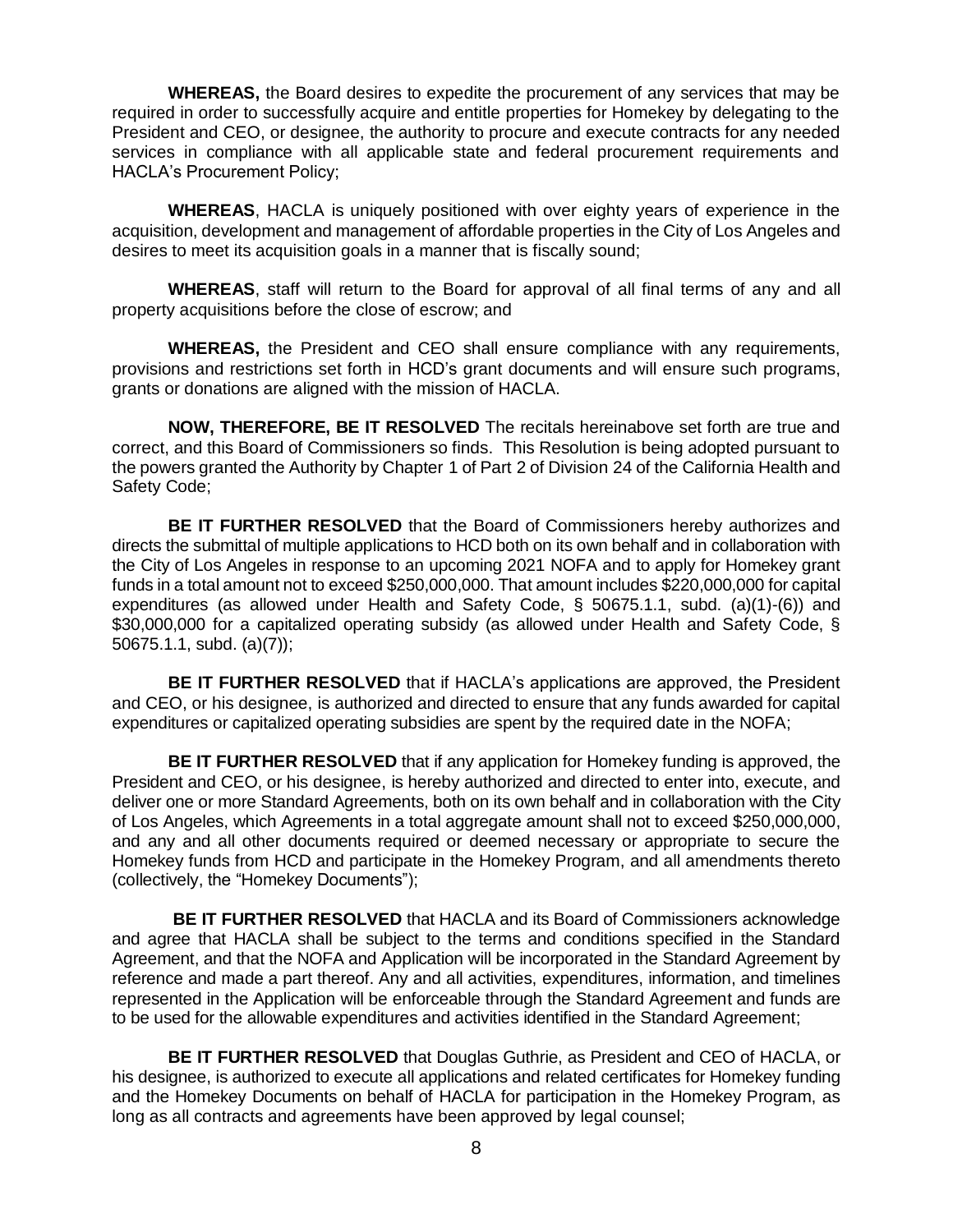**WHEREAS,** the Board desires to expedite the procurement of any services that may be required in order to successfully acquire and entitle properties for Homekey by delegating to the President and CEO, or designee, the authority to procure and execute contracts for any needed services in compliance with all applicable state and federal procurement requirements and HACLA's Procurement Policy;

**WHEREAS**, HACLA is uniquely positioned with over eighty years of experience in the acquisition, development and management of affordable properties in the City of Los Angeles and desires to meet its acquisition goals in a manner that is fiscally sound;

**WHEREAS**, staff will return to the Board for approval of all final terms of any and all property acquisitions before the close of escrow; and

**WHEREAS,** the President and CEO shall ensure compliance with any requirements, provisions and restrictions set forth in HCD's grant documents and will ensure such programs, grants or donations are aligned with the mission of HACLA.

**NOW, THEREFORE, BE IT RESOLVED** The recitals hereinabove set forth are true and correct, and this Board of Commissioners so finds. This Resolution is being adopted pursuant to the powers granted the Authority by Chapter 1 of Part 2 of Division 24 of the California Health and Safety Code;

**BE IT FURTHER RESOLVED** that the Board of Commissioners hereby authorizes and directs the submittal of multiple applications to HCD both on its own behalf and in collaboration with the City of Los Angeles in response to an upcoming 2021 NOFA and to apply for Homekey grant funds in a total amount not to exceed $250,000,000. That amount includes $220,000,000 for capital expenditures (as allowed under Health and Safety Code, § 50675.1.1, subd. (a)(1)-(6)) and $30,000,000 for a capitalized operating subsidy (as allowed under Health and Safety Code, § 50675.1.1, subd. (a)(7));

**BE IT FURTHER RESOLVED** that if HACLA's applications are approved, the President and CEO, or his designee, is authorized and directed to ensure that any funds awarded for capital expenditures or capitalized operating subsidies are spent by the required date in the NOFA;

**BE IT FURTHER RESOLVED** that if any application for Homekey funding is approved, the President and CEO, or his designee, is hereby authorized and directed to enter into, execute, and deliver one or more Standard Agreements, both on its own behalf and in collaboration with the City of Los Angeles, which Agreements in a total aggregate amount shall not to exceed $250,000,000, and any and all other documents required or deemed necessary or appropriate to secure the Homekey funds from HCD and participate in the Homekey Program, and all amendments thereto (collectively, the "Homekey Documents");

**BE IT FURTHER RESOLVED** that HACLA and its Board of Commissioners acknowledge and agree that HACLA shall be subject to the terms and conditions specified in the Standard Agreement, and that the NOFA and Application will be incorporated in the Standard Agreement by reference and made a part thereof. Any and all activities, expenditures, information, and timelines represented in the Application will be enforceable through the Standard Agreement and funds are to be used for the allowable expenditures and activities identified in the Standard Agreement;

**BE IT FURTHER RESOLVED** that Douglas Guthrie, as President and CEO of HACLA, or his designee, is authorized to execute all applications and related certificates for Homekey funding and the Homekey Documents on behalf of HACLA for participation in the Homekey Program, as long as all contracts and agreements have been approved by legal counsel;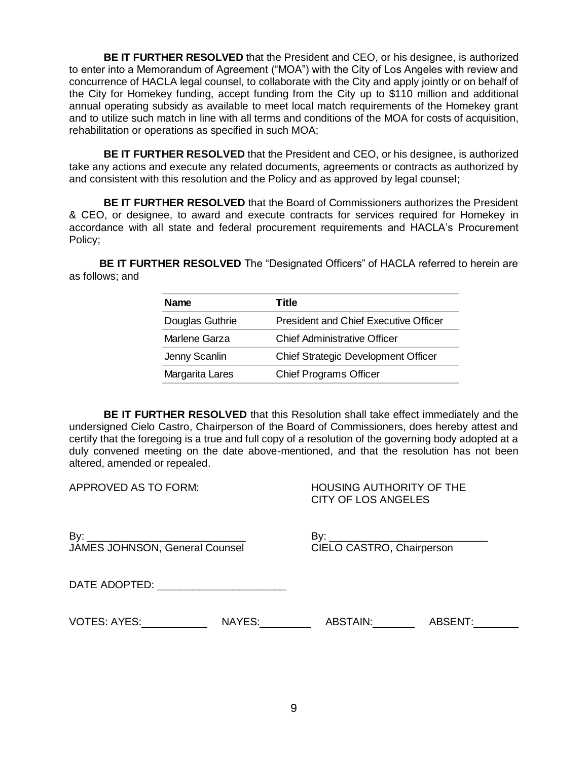**BE IT FURTHER RESOLVED** that the President and CEO, or his designee, is authorized to enter into a Memorandum of Agreement ("MOA") with the City of Los Angeles with review and concurrence of HACLA legal counsel, to collaborate with the City and apply jointly or on behalf of the City for Homekey funding, accept funding from the City up to $110 million and additional annual operating subsidy as available to meet local match requirements of the Homekey grant and to utilize such match in line with all terms and conditions of the MOA for costs of acquisition, rehabilitation or operations as specified in such MOA;

**BE IT FURTHER RESOLVED** that the President and CEO, or his designee, is authorized take any actions and execute any related documents, agreements or contracts as authorized by and consistent with this resolution and the Policy and as approved by legal counsel;

**BE IT FURTHER RESOLVED** that the Board of Commissioners authorizes the President & CEO, or designee, to award and execute contracts for services required for Homekey in accordance with all state and federal procurement requirements and HACLA's Procurement Policy;

**BE IT FURTHER RESOLVED** The "Designated Officers" of HACLA referred to herein are as follows; and

| Name | Title |
|---|---|
| Douglas Guthrie | President and Chief Executive Officer |
| Marlene Garza | Chief Administrative Officer |
| Jenny Scanlin | Chief Strategic Development Officer |
| Margarita Lares | Chief Programs Officer |

**BE IT FURTHER RESOLVED** that this Resolution shall take effect immediately and the undersigned Cielo Castro, Chairperson of the Board of Commissioners, does hereby attest and certify that the foregoing is a true and full copy of a resolution of the governing body adopted at a duly convened meeting on the date above-mentioned, and that the resolution has not been altered, amended or repealed.

APPROVED AS TO FORM:

By: ___________________________
JAMES JOHNSON, General Counsel

HOUSING AUTHORITY OF THE CITY OF LOS ANGELES

By: ___________________________
CIELO CASTRO, Chairperson

DATE ADOPTED: ______________________

VOTES: AYES: __________ NAYES: __________ ABSTAIN: __________ ABSENT: __________